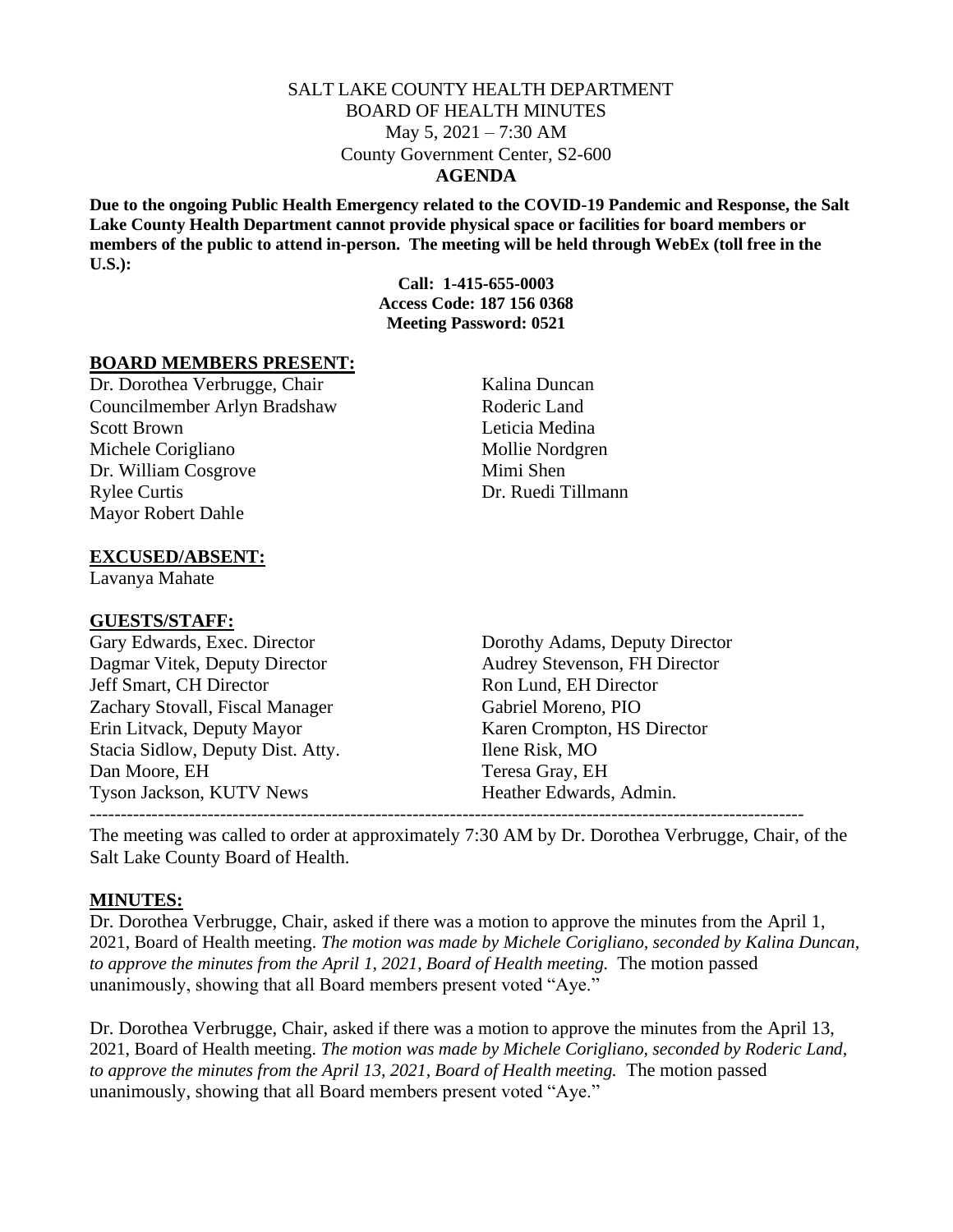# SALT LAKE COUNTY HEALTH DEPARTMENT
## BOARD OF HEALTH MINUTES
May 5, 2021 – 7:30 AM
County Government Center, S2-600
**AGENDA**

**Due to the ongoing Public Health Emergency related to the COVID-19 Pandemic and Response, the Salt Lake County Health Department cannot provide physical space or facilities for board members or members of the public to attend in-person. The meeting will be held through WebEx (toll free in the U.S.):**

**Call: 1-415-655-0003**
**Access Code: 187 156 0368**
**Meeting Password: 0521**

**BOARD MEMBERS PRESENT:**

Dr. Dorothea Verbrugge, Chair
Councilmember Arlyn Bradshaw
Scott Brown
Michele Corigliano
Dr. William Cosgrove
Rylee Curtis
Mayor Robert Dahle
Kalina Duncan
Roderic Land
Leticia Medina
Mollie Nordgren
Mimi Shen
Dr. Ruedi Tillmann

**EXCUSED/ABSENT:**

Lavanya Mahate

**GUESTS/STAFF:**

Gary Edwards, Exec. Director
Dagmar Vitek, Deputy Director
Jeff Smart, CH Director
Zachary Stovall, Fiscal Manager
Erin Litvack, Deputy Mayor
Stacia Sidlow, Deputy Dist. Atty.
Dan Moore, EH
Tyson Jackson, KUTV News
Dorothy Adams, Deputy Director
Audrey Stevenson, FH Director
Ron Lund, EH Director
Gabriel Moreno, PIO
Karen Crompton, HS Director
Ilene Risk, MO
Teresa Gray, EH
Heather Edwards, Admin.

---

The meeting was called to order at approximately 7:30 AM by Dr. Dorothea Verbrugge, Chair, of the Salt Lake County Board of Health.

**MINUTES:**

Dr. Dorothea Verbrugge, Chair, asked if there was a motion to approve the minutes from the April 1, 2021, Board of Health meeting. *The motion was made by Michele Corigliano, seconded by Kalina Duncan, to approve the minutes from the April 1, 2021, Board of Health meeting.* The motion passed unanimously, showing that all Board members present voted "Aye."

Dr. Dorothea Verbrugge, Chair, asked if there was a motion to approve the minutes from the April 13, 2021, Board of Health meeting. *The motion was made by Michele Corigliano, seconded by Roderic Land, to approve the minutes from the April 13, 2021, Board of Health meeting.* The motion passed unanimously, showing that all Board members present voted "Aye."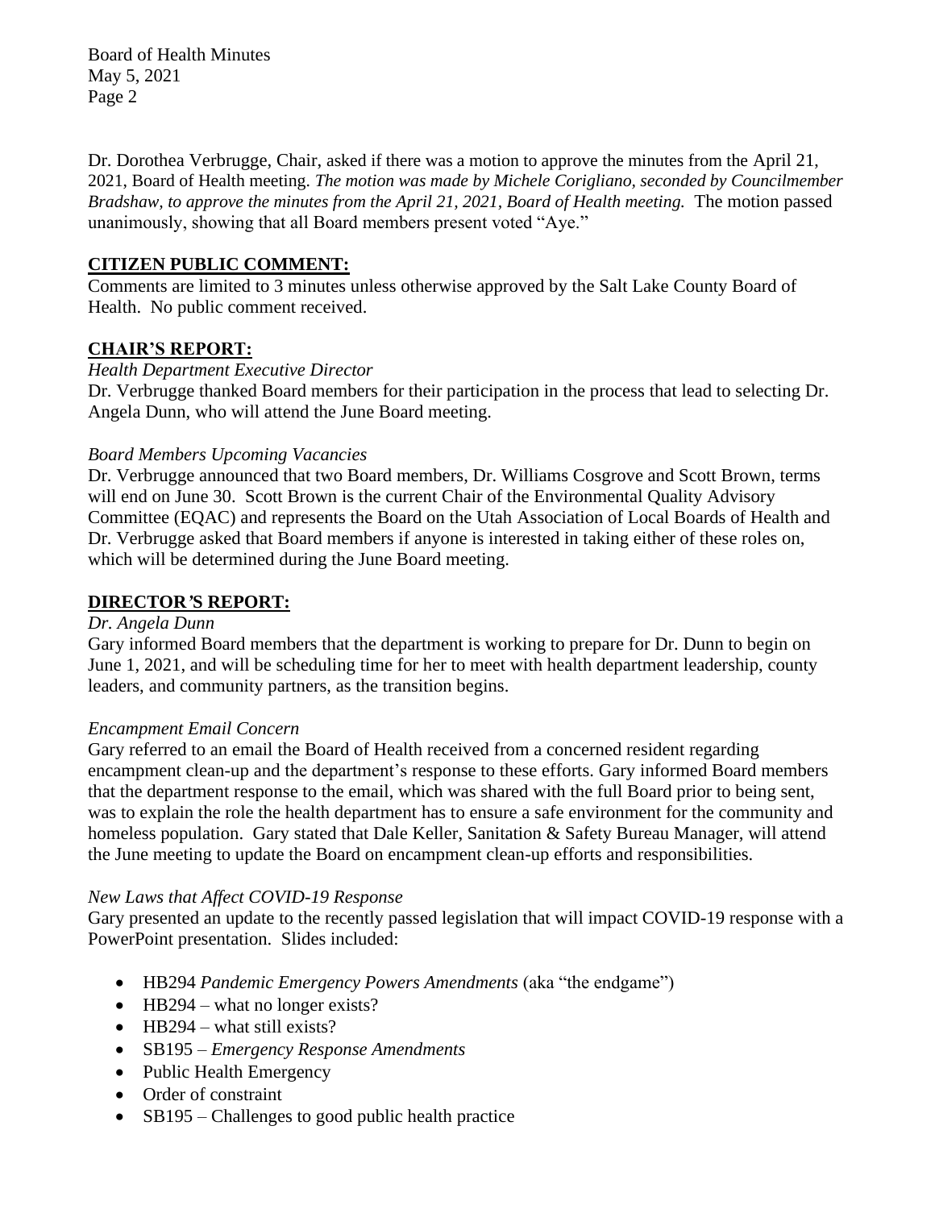Dr. Dorothea Verbrugge, Chair, asked if there was a motion to approve the minutes from the April 21, 2021, Board of Health meeting. *The motion was made by Michele Corigliano, seconded by Councilmember Bradshaw, to approve the minutes from the April 21, 2021, Board of Health meeting.* The motion passed unanimously, showing that all Board members present voted "Aye."

## CITIZEN PUBLIC COMMENT:

Comments are limited to 3 minutes unless otherwise approved by the Salt Lake County Board of Health. No public comment received.

## CHAIR'S REPORT:

*Health Department Executive Director*

Dr. Verbrugge thanked Board members for their participation in the process that lead to selecting Dr. Angela Dunn, who will attend the June Board meeting.

*Board Members Upcoming Vacancies*

Dr. Verbrugge announced that two Board members, Dr. Williams Cosgrove and Scott Brown, terms will end on June 30. Scott Brown is the current Chair of the Environmental Quality Advisory Committee (EQAC) and represents the Board on the Utah Association of Local Boards of Health and Dr. Verbrugge asked that Board members if anyone is interested in taking either of these roles on, which will be determined during the June Board meeting.

## DIRECTOR'S REPORT:

*Dr. Angela Dunn*

Gary informed Board members that the department is working to prepare for Dr. Dunn to begin on June 1, 2021, and will be scheduling time for her to meet with health department leadership, county leaders, and community partners, as the transition begins.

*Encampment Email Concern*

Gary referred to an email the Board of Health received from a concerned resident regarding encampment clean-up and the department's response to these efforts. Gary informed Board members that the department response to the email, which was shared with the full Board prior to being sent, was to explain the role the health department has to ensure a safe environment for the community and homeless population. Gary stated that Dale Keller, Sanitation & Safety Bureau Manager, will attend the June meeting to update the Board on encampment clean-up efforts and responsibilities.

*New Laws that Affect COVID-19 Response*

Gary presented an update to the recently passed legislation that will impact COVID-19 response with a PowerPoint presentation. Slides included:

- HB294 *Pandemic Emergency Powers Amendments* (aka "the endgame")
- HB294 – what no longer exists?
- HB294 – what still exists?
- SB195 – *Emergency Response Amendments*
- Public Health Emergency
- Order of constraint
- SB195 – Challenges to good public health practice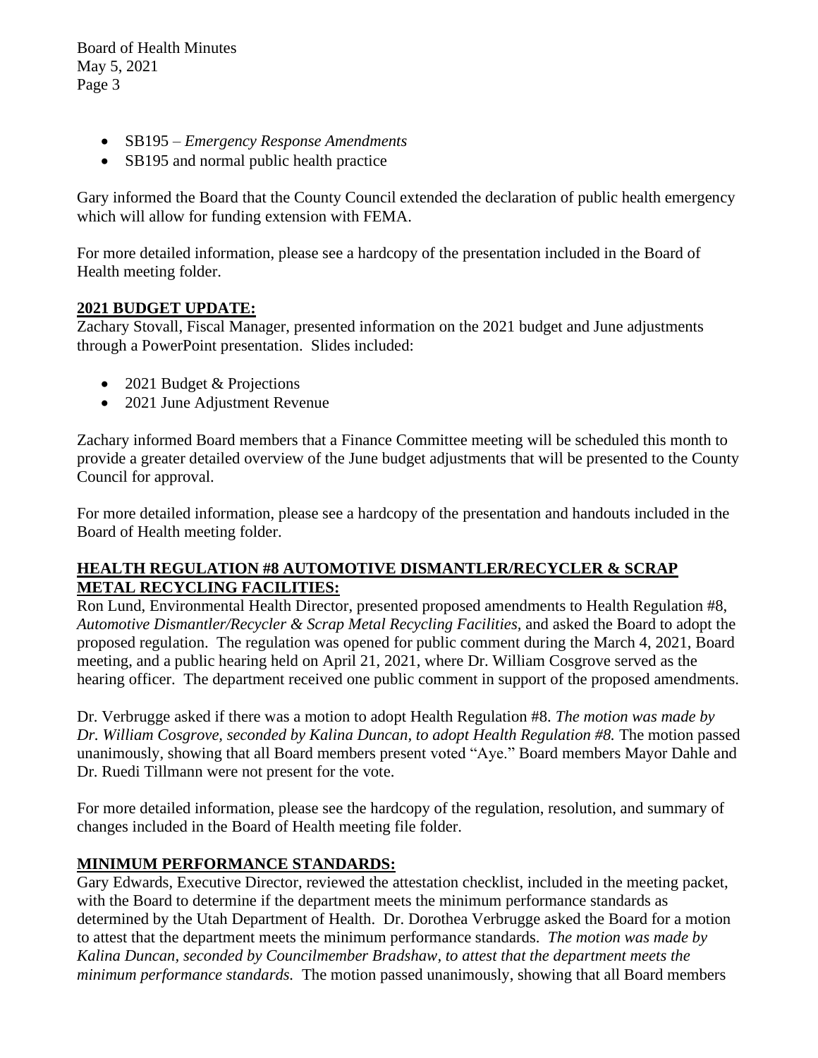- SB195 – *Emergency Response Amendments*
- SB195 and normal public health practice

Gary informed the Board that the County Council extended the declaration of public health emergency which will allow for funding extension with FEMA.

For more detailed information, please see a hardcopy of the presentation included in the Board of Health meeting folder.

**2021 BUDGET UPDATE:**

Zachary Stovall, Fiscal Manager, presented information on the 2021 budget and June adjustments through a PowerPoint presentation. Slides included:

- 2021 Budget & Projections
- 2021 June Adjustment Revenue

Zachary informed Board members that a Finance Committee meeting will be scheduled this month to provide a greater detailed overview of the June budget adjustments that will be presented to the County Council for approval.

For more detailed information, please see a hardcopy of the presentation and handouts included in the Board of Health meeting folder.

**HEALTH REGULATION #8 AUTOMOTIVE DISMANTLER/RECYCLER & SCRAP METAL RECYCLING FACILITIES:**

Ron Lund, Environmental Health Director, presented proposed amendments to Health Regulation #8, *Automotive Dismantler/Recycler & Scrap Metal Recycling Facilities,* and asked the Board to adopt the proposed regulation. The regulation was opened for public comment during the March 4, 2021, Board meeting, and a public hearing held on April 21, 2021, where Dr. William Cosgrove served as the hearing officer. The department received one public comment in support of the proposed amendments.

Dr. Verbrugge asked if there was a motion to adopt Health Regulation #8. *The motion was made by Dr. William Cosgrove, seconded by Kalina Duncan, to adopt Health Regulation #8.* The motion passed unanimously, showing that all Board members present voted "Aye." Board members Mayor Dahle and Dr. Ruedi Tillmann were not present for the vote.

For more detailed information, please see the hardcopy of the regulation, resolution, and summary of changes included in the Board of Health meeting file folder.

**MINIMUM PERFORMANCE STANDARDS:**

Gary Edwards, Executive Director, reviewed the attestation checklist, included in the meeting packet, with the Board to determine if the department meets the minimum performance standards as determined by the Utah Department of Health. Dr. Dorothea Verbrugge asked the Board for a motion to attest that the department meets the minimum performance standards. *The motion was made by Kalina Duncan, seconded by Councilmember Bradshaw, to attest that the department meets the minimum performance standards.* The motion passed unanimously, showing that all Board members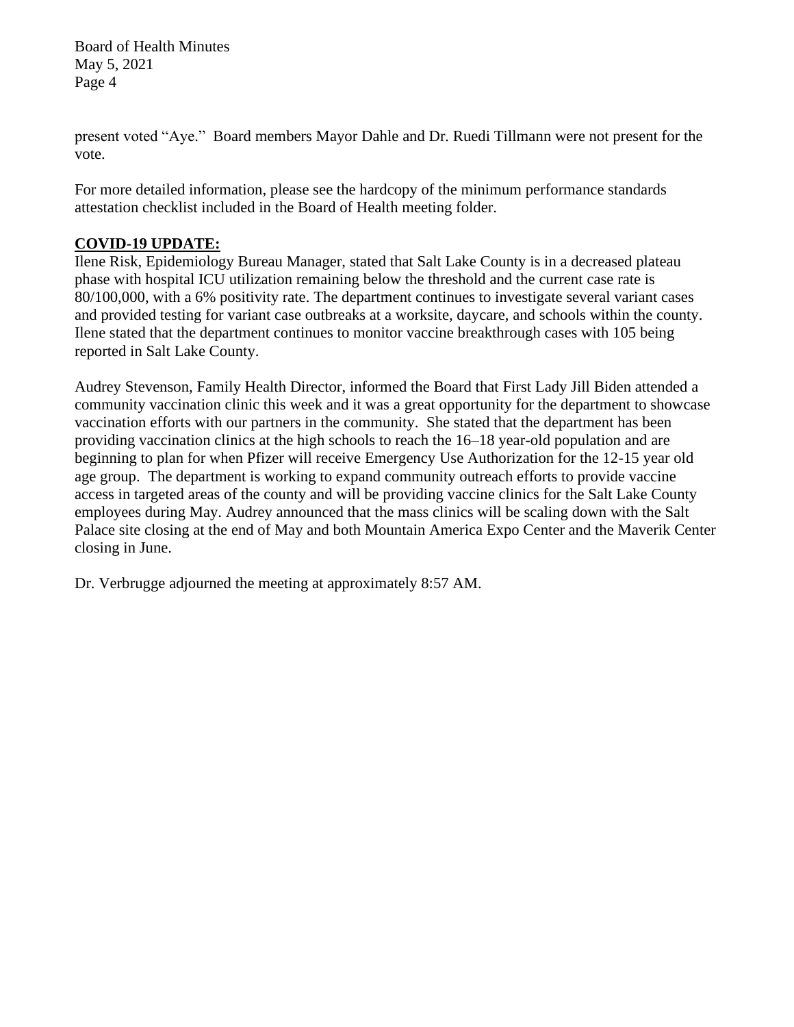present voted "Aye." Board members Mayor Dahle and Dr. Ruedi Tillmann were not present for the vote.

For more detailed information, please see the hardcopy of the minimum performance standards attestation checklist included in the Board of Health meeting folder.

**<u>COVID-19 UPDATE:</u>**

Ilene Risk, Epidemiology Bureau Manager, stated that Salt Lake County is in a decreased plateau phase with hospital ICU utilization remaining below the threshold and the current case rate is 80/100,000, with a 6% positivity rate. The department continues to investigate several variant cases and provided testing for variant case outbreaks at a worksite, daycare, and schools within the county. Ilene stated that the department continues to monitor vaccine breakthrough cases with 105 being reported in Salt Lake County.

Audrey Stevenson, Family Health Director, informed the Board that First Lady Jill Biden attended a community vaccination clinic this week and it was a great opportunity for the department to showcase vaccination efforts with our partners in the community. She stated that the department has been providing vaccination clinics at the high schools to reach the 16–18 year-old population and are beginning to plan for when Pfizer will receive Emergency Use Authorization for the 12-15 year old age group. The department is working to expand community outreach efforts to provide vaccine access in targeted areas of the county and will be providing vaccine clinics for the Salt Lake County employees during May. Audrey announced that the mass clinics will be scaling down with the Salt Palace site closing at the end of May and both Mountain America Expo Center and the Maverik Center closing in June.

Dr. Verbrugge adjourned the meeting at approximately 8:57 AM.